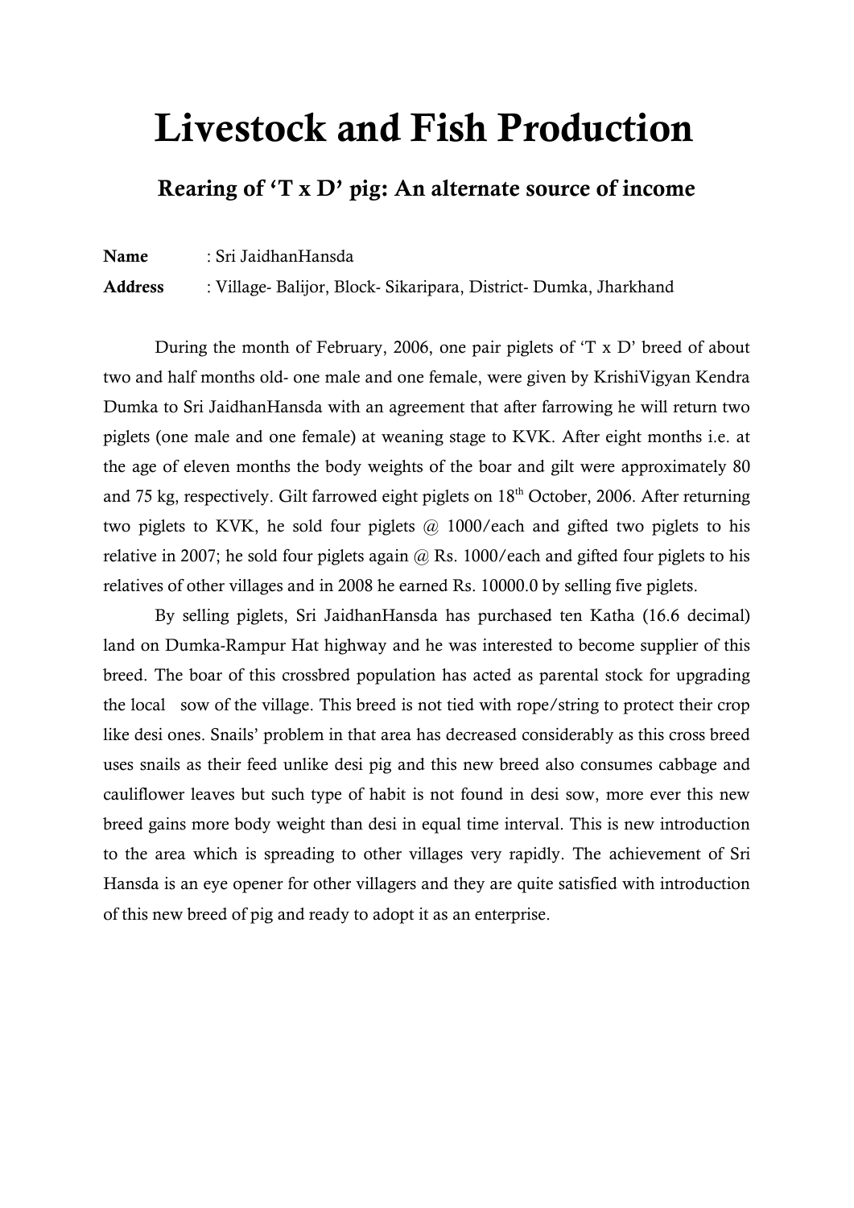# Livestock and Fish Production

## Rearing of 'T x D' pig: An alternate source of income

**Name** : Sri JaidhanHansda

**Address** : Village- Balijor, Block- Sikaripara, District- Dumka, Jharkhand

During the month of February, 2006, one pair piglets of 'T x D' breed of about two and half months old- one male and one female, were given by KrishiVigyan Kendra Dumka to Sri JaidhanHansda with an agreement that after farrowing he will return two piglets (one male and one female) at weaning stage to KVK. After eight months i.e. at the age of eleven months the body weights of the boar and gilt were approximately 80 and 75 kg, respectively. Gilt farrowed eight piglets on 18th October, 2006. After returning two piglets to KVK, he sold four piglets @ 1000/each and gifted two piglets to his relative in 2007; he sold four piglets again @ Rs. 1000/each and gifted four piglets to his relatives of other villages and in 2008 he earned Rs. 10000.0 by selling five piglets.

By selling piglets, Sri JaidhanHansda has purchased ten Katha (16.6 decimal) land on Dumka-Rampur Hat highway and he was interested to become supplier of this breed. The boar of this crossbred population has acted as parental stock for upgrading the local sow of the village. This breed is not tied with rope/string to protect their crop like desi ones. Snails' problem in that area has decreased considerably as this cross breed uses snails as their feed unlike desi pig and this new breed also consumes cabbage and cauliflower leaves but such type of habit is not found in desi sow, more ever this new breed gains more body weight than desi in equal time interval. This is new introduction to the area which is spreading to other villages very rapidly. The achievement of Sri Hansda is an eye opener for other villagers and they are quite satisfied with introduction of this new breed of pig and ready to adopt it as an enterprise.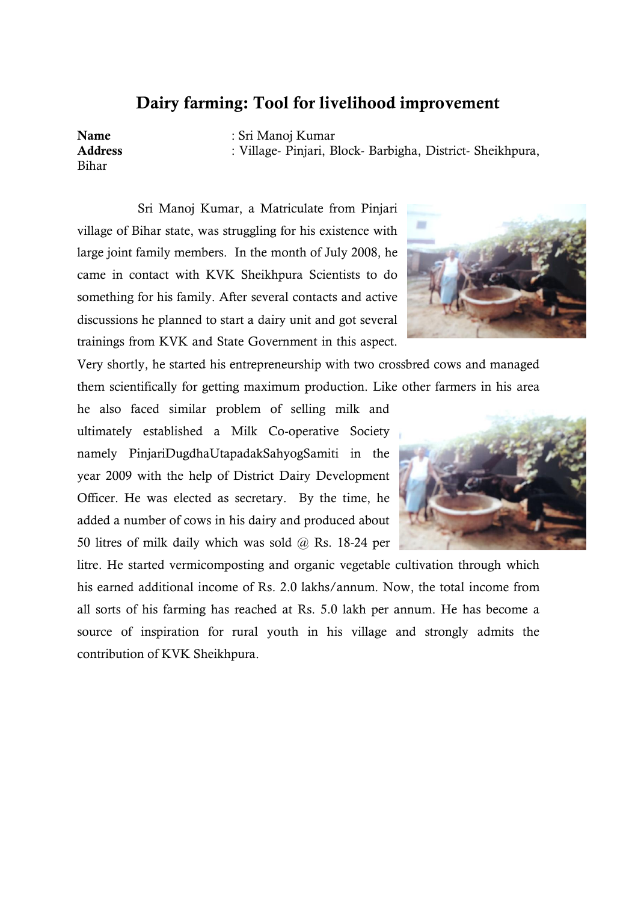# Dairy farming: Tool for livelihood improvement

**Name** : Sri Manoj Kumar
**Address** : Village- Pinjari, Block- Barbigha, District- Sheikhpura, Bihar

Sri Manoj Kumar, a Matriculate from Pinjari village of Bihar state, was struggling for his existence with large joint family members. In the month of July 2008, he came in contact with KVK Sheikhpura Scientists to do something for his family. After several contacts and active discussions he planned to start a dairy unit and got several trainings from KVK and State Government in this aspect. Very shortly, he started his entrepreneurship with two crossbred cows and managed them scientifically for getting maximum production. Like other farmers in his area he also faced similar problem of selling milk and ultimately established a Milk Co-operative Society namely PinjariDugdhaUtapadakSahyogSamiti in the year 2009 with the help of District Dairy Development Officer. He was elected as secretary. By the time, he added a number of cows in his dairy and produced about 50 litres of milk daily which was sold @ Rs. 18-24 per litre. He started vermicomposting and organic vegetable cultivation through which his earned additional income of Rs. 2.0 lakhs/annum. Now, the total income from all sorts of his farming has reached at Rs. 5.0 lakh per annum. He has become a source of inspiration for rural youth in his village and strongly admits the contribution of KVK Sheikhpura.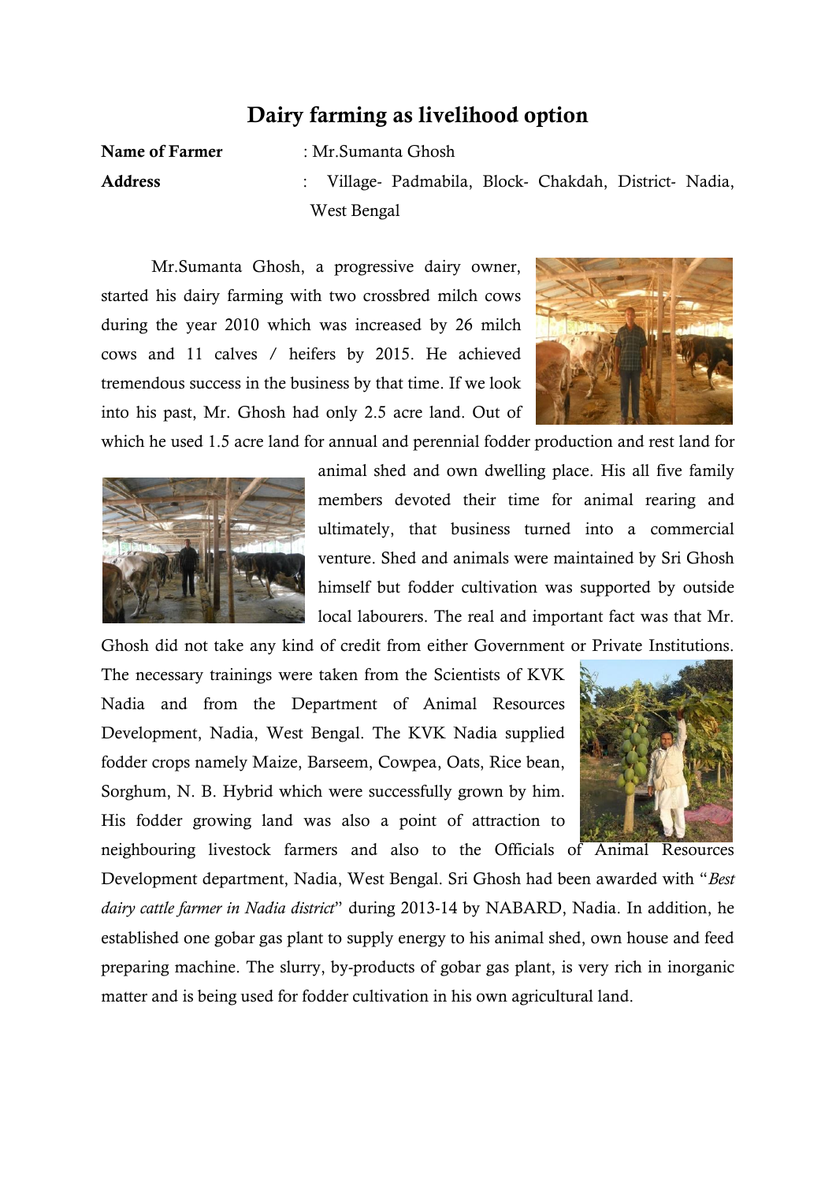# Dairy farming as livelihood option

**Name of Farmer** : Mr.Sumanta Ghosh

**Address** : Village- Padmabila, Block- Chakdah, District- Nadia, West Bengal

Mr.Sumanta Ghosh, a progressive dairy owner, started his dairy farming with two crossbred milch cows during the year 2010 which was increased by 26 milch cows and 11 calves / heifers by 2015. He achieved tremendous success in the business by that time. If we look into his past, Mr. Ghosh had only 2.5 acre land. Out of which he used 1.5 acre land for annual and perennial fodder production and rest land for animal shed and own dwelling place. His all five family members devoted their time for animal rearing and ultimately, that business turned into a commercial venture. Shed and animals were maintained by Sri Ghosh himself but fodder cultivation was supported by outside local labourers. The real and important fact was that Mr. Ghosh did not take any kind of credit from either Government or Private Institutions. The necessary trainings were taken from the Scientists of KVK Nadia and from the Department of Animal Resources Development, Nadia, West Bengal. The KVK Nadia supplied fodder crops namely Maize, Barseem, Cowpea, Oats, Rice bean, Sorghum, N. B. Hybrid which were successfully grown by him. His fodder growing land was also a point of attraction to neighbouring livestock farmers and also to the Officials of Animal Resources Development department, Nadia, West Bengal. Sri Ghosh had been awarded with "*Best dairy cattle farmer in Nadia district*" during 2013-14 by NABARD, Nadia. In addition, he established one gobar gas plant to supply energy to his animal shed, own house and feed preparing machine. The slurry, by-products of gobar gas plant, is very rich in inorganic matter and is being used for fodder cultivation in his own agricultural land.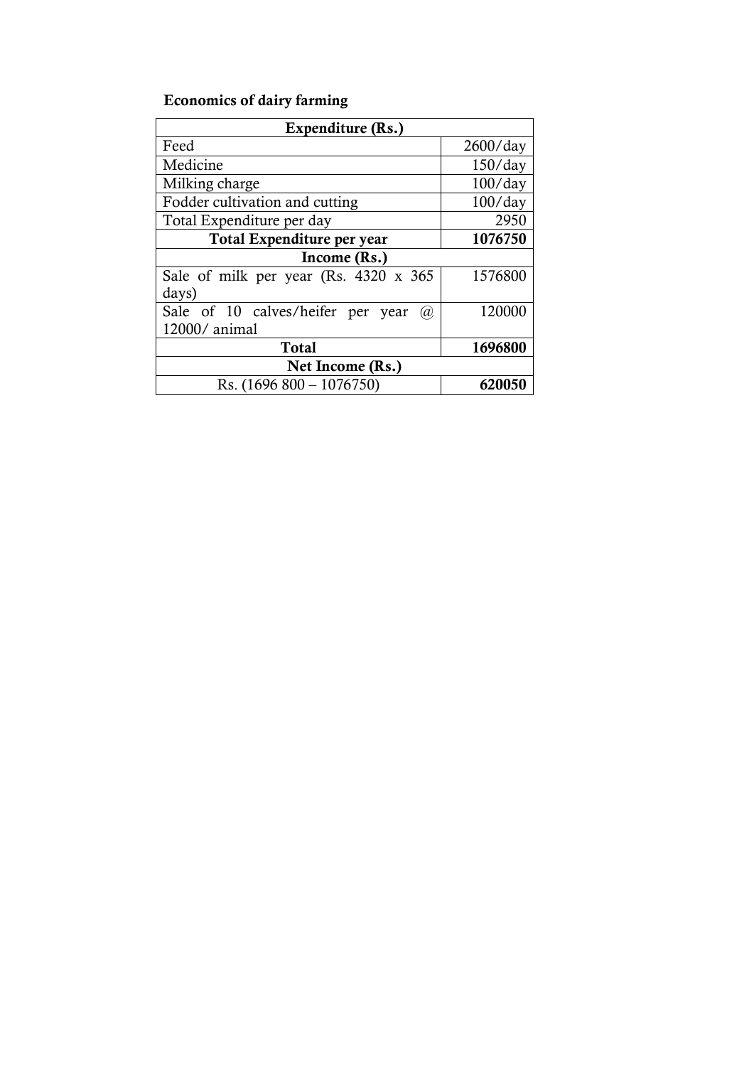**Economics of dairy farming**

| Expenditure (Rs.) | |
|---|---|
| Feed | 2600/day |
| Medicine | 150/day |
| Milking charge | 100/day |
| Fodder cultivation and cutting | 100/day |
| Total Expenditure per day | 2950 |
| **Total Expenditure per year** | **1076750** |
| **Income (Rs.)** | |
| Sale of milk per year (Rs. 4320 x 365 days) | 1576800 |
| Sale of 10 calves/heifer per year @ 12000/ animal | 120000 |
| **Total** | **1696800** |
| **Net Income (Rs.)** | |
| Rs. (1696 800 – 1076750) | **620050** |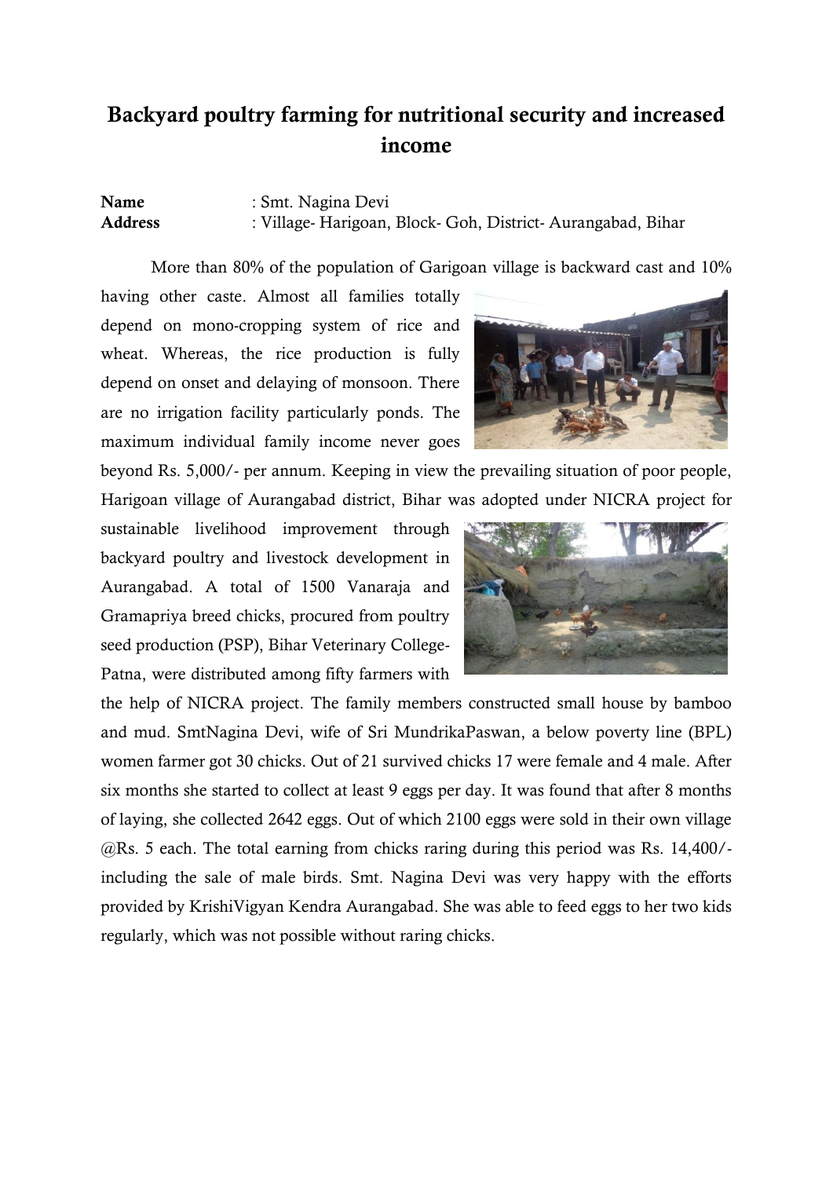# Backyard poultry farming for nutritional security and increased income

**Name** : Smt. Nagina Devi
**Address** : Village- Harigoan, Block- Goh, District- Aurangabad, Bihar

More than 80% of the population of Garigoan village is backward cast and 10% having other caste. Almost all families totally depend on mono-cropping system of rice and wheat. Whereas, the rice production is fully depend on onset and delaying of monsoon. There are no irrigation facility particularly ponds. The maximum individual family income never goes beyond Rs. 5,000/- per annum. Keeping in view the prevailing situation of poor people, Harigoan village of Aurangabad district, Bihar was adopted under NICRA project for sustainable livelihood improvement through backyard poultry and livestock development in Aurangabad. A total of 1500 Vanaraja and Gramapriya breed chicks, procured from poultry seed production (PSP), Bihar Veterinary College-Patna, were distributed among fifty farmers with the help of NICRA project. The family members constructed small house by bamboo and mud. SmtNagina Devi, wife of Sri MundrikaPaswan, a below poverty line (BPL) women farmer got 30 chicks. Out of 21 survived chicks 17 were female and 4 male. After six months she started to collect at least 9 eggs per day. It was found that after 8 months of laying, she collected 2642 eggs. Out of which 2100 eggs were sold in their own village @Rs. 5 each. The total earning from chicks raring during this period was Rs. 14,400/- including the sale of male birds. Smt. Nagina Devi was very happy with the efforts provided by KrishiVigyan Kendra Aurangabad. She was able to feed eggs to her two kids regularly, which was not possible without raring chicks.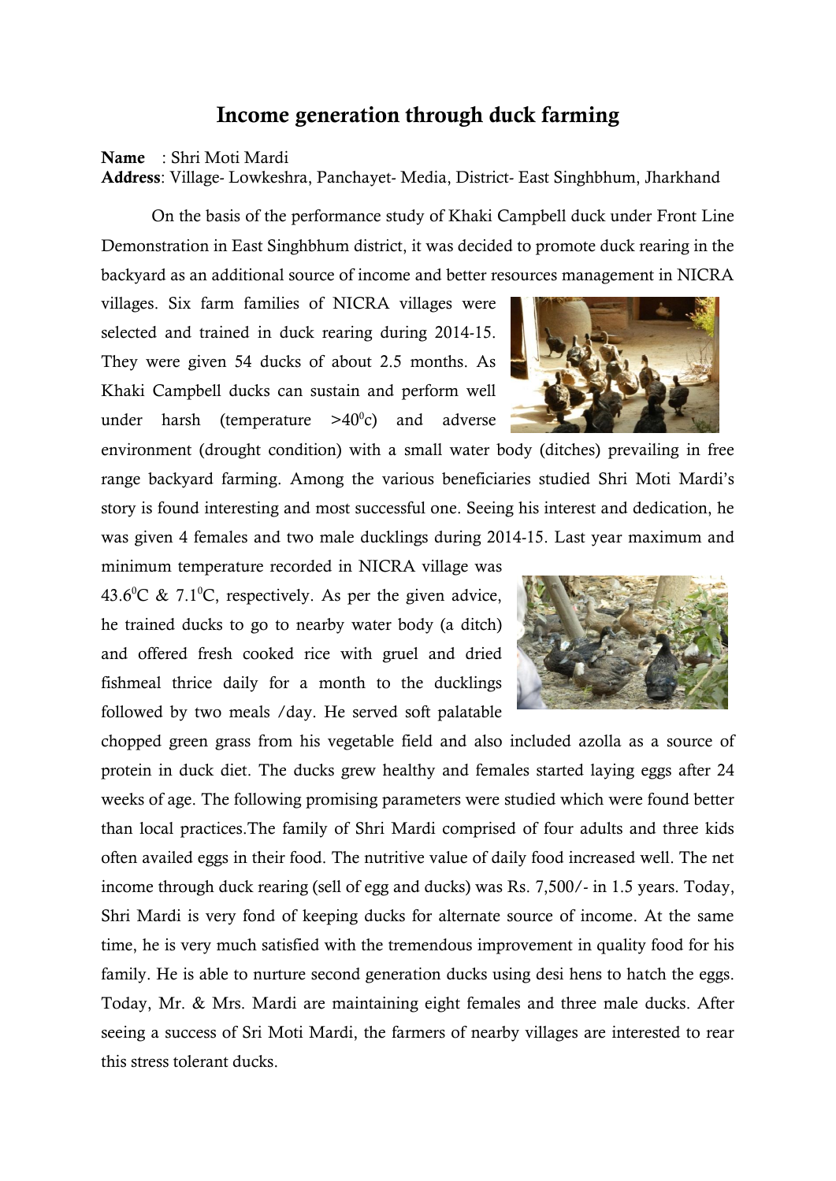# Income generation through duck farming

**Name** : Shri Moti Mardi
**Address**: Village- Lowkeshra, Panchayet- Media, District- East Singhbhum, Jharkhand

On the basis of the performance study of Khaki Campbell duck under Front Line Demonstration in East Singhbhum district, it was decided to promote duck rearing in the backyard as an additional source of income and better resources management in NICRA villages. Six farm families of NICRA villages were selected and trained in duck rearing during 2014-15. They were given 54 ducks of about 2.5 months. As Khaki Campbell ducks can sustain and perform well under harsh (temperature >40$^0$c) and adverse environment (drought condition) with a small water body (ditches) prevailing in free range backyard farming. Among the various beneficiaries studied Shri Moti Mardi's story is found interesting and most successful one. Seeing his interest and dedication, he was given 4 females and two male ducklings during 2014-15. Last year maximum and minimum temperature recorded in NICRA village was 43.6$^0$C & 7.1$^0$C, respectively. As per the given advice, he trained ducks to go to nearby water body (a ditch) and offered fresh cooked rice with gruel and dried fishmeal thrice daily for a month to the ducklings followed by two meals /day. He served soft palatable chopped green grass from his vegetable field and also included azolla as a source of protein in duck diet. The ducks grew healthy and females started laying eggs after 24 weeks of age. The following promising parameters were studied which were found better than local practices.The family of Shri Mardi comprised of four adults and three kids often availed eggs in their food. The nutritive value of daily food increased well. The net income through duck rearing (sell of egg and ducks) was Rs. 7,500/- in 1.5 years. Today, Shri Mardi is very fond of keeping ducks for alternate source of income. At the same time, he is very much satisfied with the tremendous improvement in quality food for his family. He is able to nurture second generation ducks using desi hens to hatch the eggs. Today, Mr. & Mrs. Mardi are maintaining eight females and three male ducks. After seeing a success of Sri Moti Mardi, the farmers of nearby villages are interested to rear this stress tolerant ducks.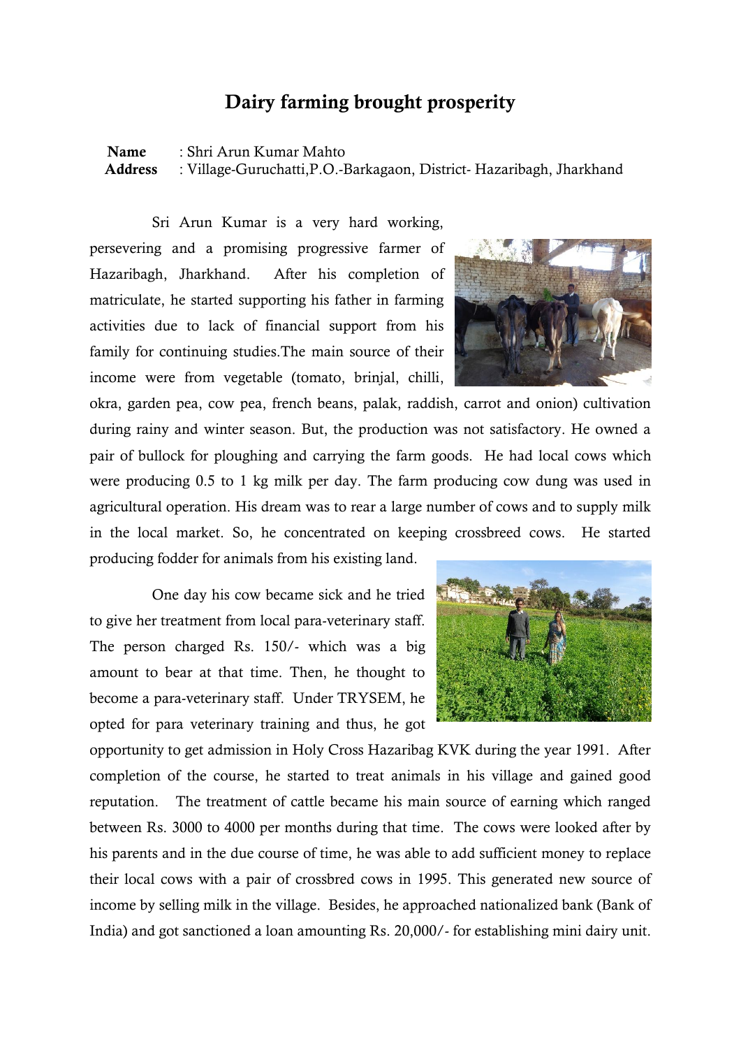# Dairy farming brought prosperity

**Name** : Shri Arun Kumar Mahto
**Address** : Village-Guruchatti,P.O.-Barkagaon, District- Hazaribagh, Jharkhand

Sri Arun Kumar is a very hard working, persevering and a promising progressive farmer of Hazaribagh, Jharkhand. After his completion of matriculate, he started supporting his father in farming activities due to lack of financial support from his family for continuing studies.The main source of their income were from vegetable (tomato, brinjal, chilli, okra, garden pea, cow pea, french beans, palak, raddish, carrot and onion) cultivation during rainy and winter season. But, the production was not satisfactory. He owned a pair of bullock for ploughing and carrying the farm goods. He had local cows which were producing 0.5 to 1 kg milk per day. The farm producing cow dung was used in agricultural operation. His dream was to rear a large number of cows and to supply milk in the local market. So, he concentrated on keeping crossbreed cows. He started producing fodder for animals from his existing land.

One day his cow became sick and he tried to give her treatment from local para-veterinary staff. The person charged Rs. 150/- which was a big amount to bear at that time. Then, he thought to become a para-veterinary staff. Under TRYSEM, he opted for para veterinary training and thus, he got opportunity to get admission in Holy Cross Hazaribag KVK during the year 1991. After completion of the course, he started to treat animals in his village and gained good reputation. The treatment of cattle became his main source of earning which ranged between Rs. 3000 to 4000 per months during that time. The cows were looked after by his parents and in the due course of time, he was able to add sufficient money to replace their local cows with a pair of crossbred cows in 1995. This generated new source of income by selling milk in the village. Besides, he approached nationalized bank (Bank of India) and got sanctioned a loan amounting Rs. 20,000/- for establishing mini dairy unit.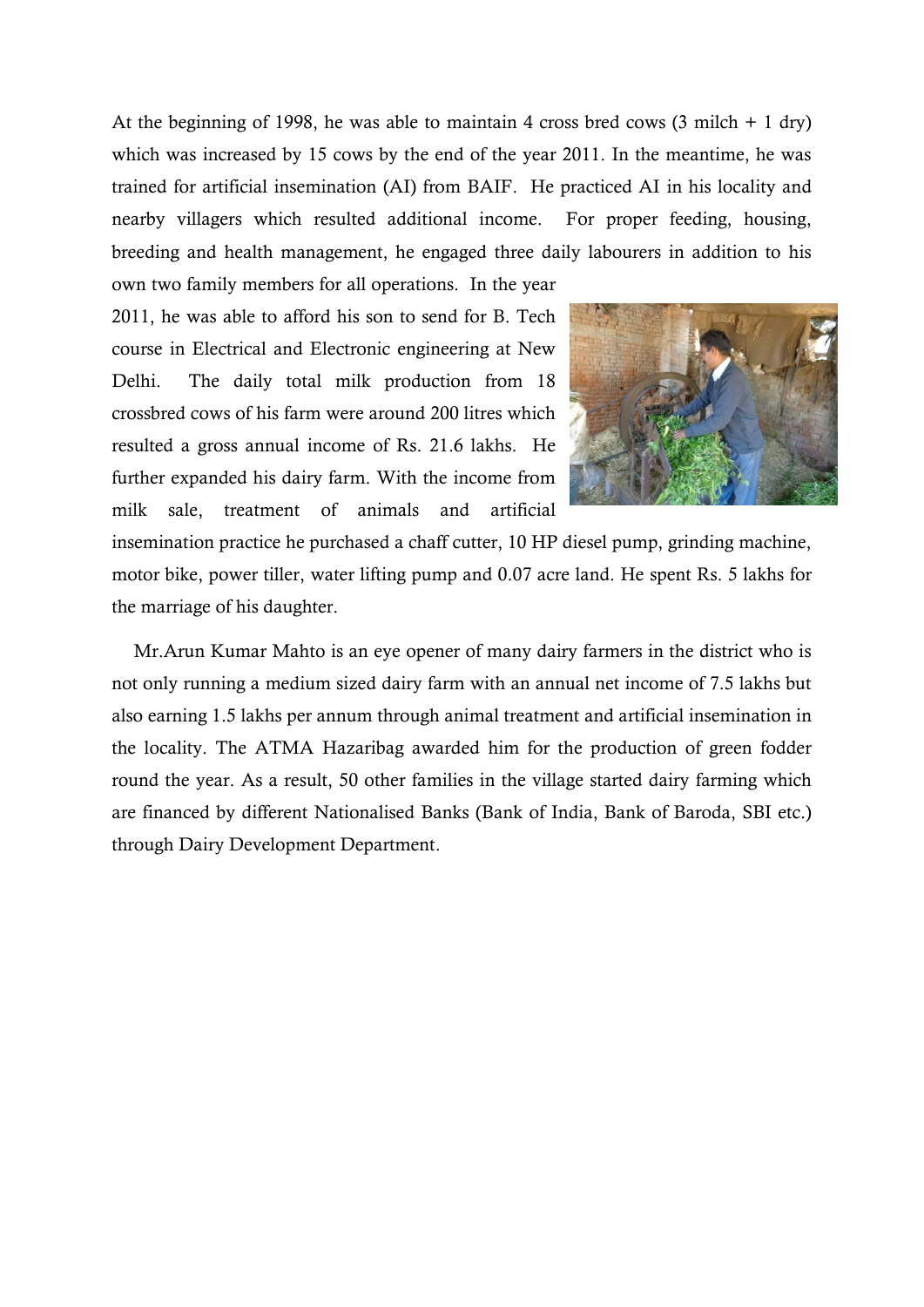At the beginning of 1998, he was able to maintain 4 cross bred cows (3 milch + 1 dry) which was increased by 15 cows by the end of the year 2011. In the meantime, he was trained for artificial insemination (AI) from BAIF. He practiced AI in his locality and nearby villagers which resulted additional income. For proper feeding, housing, breeding and health management, he engaged three daily labourers in addition to his own two family members for all operations. In the year 2011, he was able to afford his son to send for B. Tech course in Electrical and Electronic engineering at New Delhi. The daily total milk production from 18 crossbred cows of his farm were around 200 litres which resulted a gross annual income of Rs. 21.6 lakhs. He further expanded his dairy farm. With the income from milk sale, treatment of animals and artificial insemination practice he purchased a chaff cutter, 10 HP diesel pump, grinding machine, motor bike, power tiller, water lifting pump and 0.07 acre land. He spent Rs. 5 lakhs for the marriage of his daughter.

Mr.Arun Kumar Mahto is an eye opener of many dairy farmers in the district who is not only running a medium sized dairy farm with an annual net income of 7.5 lakhs but also earning 1.5 lakhs per annum through animal treatment and artificial insemination in the locality. The ATMA Hazaribag awarded him for the production of green fodder round the year. As a result, 50 other families in the village started dairy farming which are financed by different Nationalised Banks (Bank of India, Bank of Baroda, SBI etc.) through Dairy Development Department.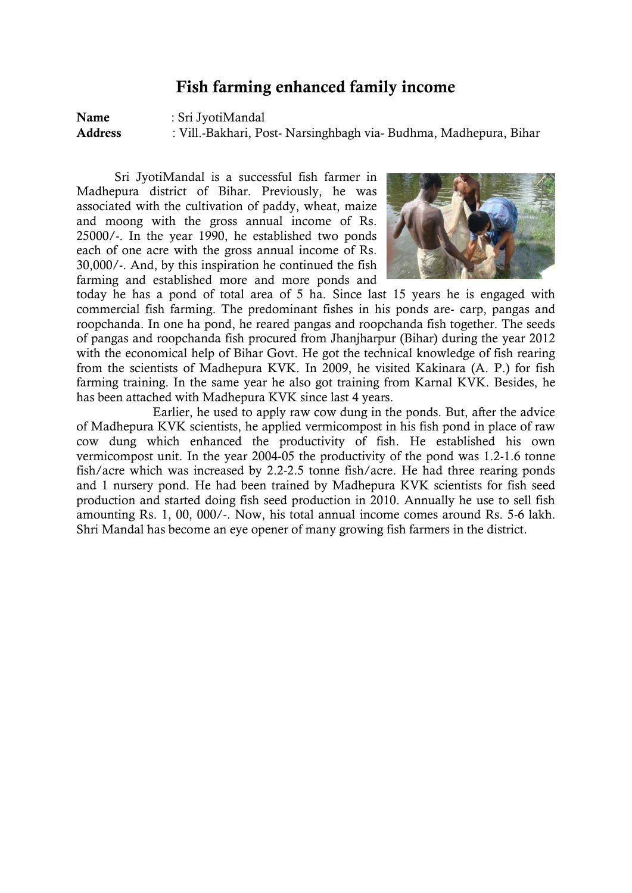# Fish farming enhanced family income

**Name** : Sri JyotiMandal

**Address** : Vill.-Bakhari, Post- Narsinghbagh via- Budhma, Madhepura, Bihar

Sri JyotiMandal is a successful fish farmer in Madhepura district of Bihar. Previously, he was associated with the cultivation of paddy, wheat, maize and moong with the gross annual income of Rs. 25000/-. In the year 1990, he established two ponds each of one acre with the gross annual income of Rs. 30,000/-. And, by this inspiration he continued the fish farming and established more and more ponds and today he has a pond of total area of 5 ha. Since last 15 years he is engaged with commercial fish farming. The predominant fishes in his ponds are- carp, pangas and roopchanda. In one ha pond, he reared pangas and roopchanda fish together. The seeds of pangas and roopchanda fish procured from Jhanjharpur (Bihar) during the year 2012 with the economical help of Bihar Govt. He got the technical knowledge of fish rearing from the scientists of Madhepura KVK. In 2009, he visited Kakinara (A. P.) for fish farming training. In the same year he also got training from Karnal KVK. Besides, he has been attached with Madhepura KVK since last 4 years.

Earlier, he used to apply raw cow dung in the ponds. But, after the advice of Madhepura KVK scientists, he applied vermicompost in his fish pond in place of raw cow dung which enhanced the productivity of fish. He established his own vermicompost unit. In the year 2004-05 the productivity of the pond was 1.2-1.6 tonne fish/acre which was increased by 2.2-2.5 tonne fish/acre. He had three rearing ponds and 1 nursery pond. He had been trained by Madhepura KVK scientists for fish seed production and started doing fish seed production in 2010. Annually he use to sell fish amounting Rs. 1, 00, 000/-. Now, his total annual income comes around Rs. 5-6 lakh. Shri Mandal has become an eye opener of many growing fish farmers in the district.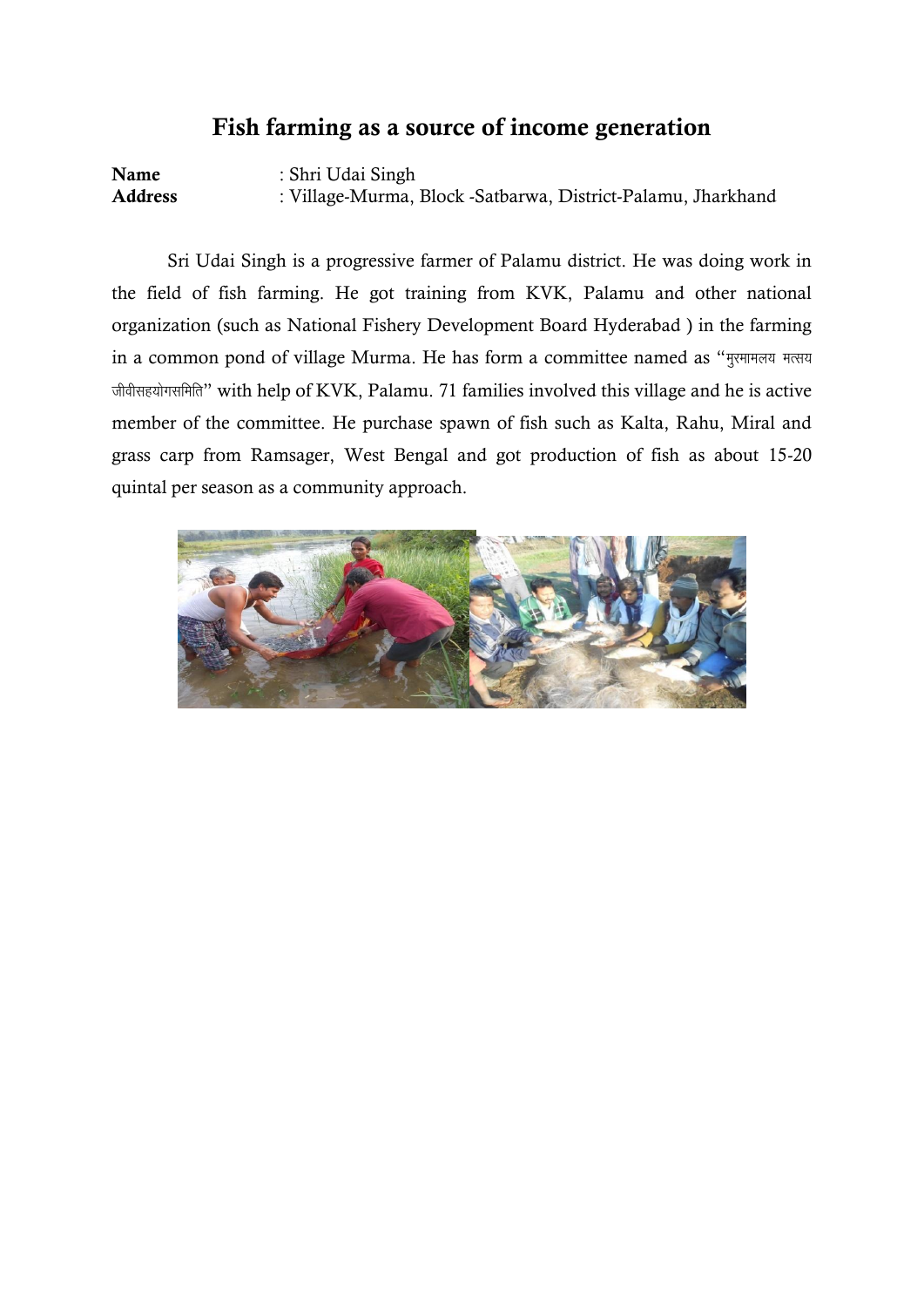# Fish farming as a source of income generation

**Name** : Shri Udai Singh
**Address** : Village-Murma, Block -Satbarwa, District-Palamu, Jharkhand

Sri Udai Singh is a progressive farmer of Palamu district. He was doing work in the field of fish farming. He got training from KVK, Palamu and other national organization (such as National Fishery Development Board Hyderabad ) in the farming in a common pond of village Murma. He has form a committee named as "मुरमामलय मत्सय जीवीसहयोगसमिति" with help of KVK, Palamu. 71 families involved this village and he is active member of the committee. He purchase spawn of fish such as Kalta, Rahu, Miral and grass carp from Ramsager, West Bengal and got production of fish as about 15-20 quintal per season as a community approach.